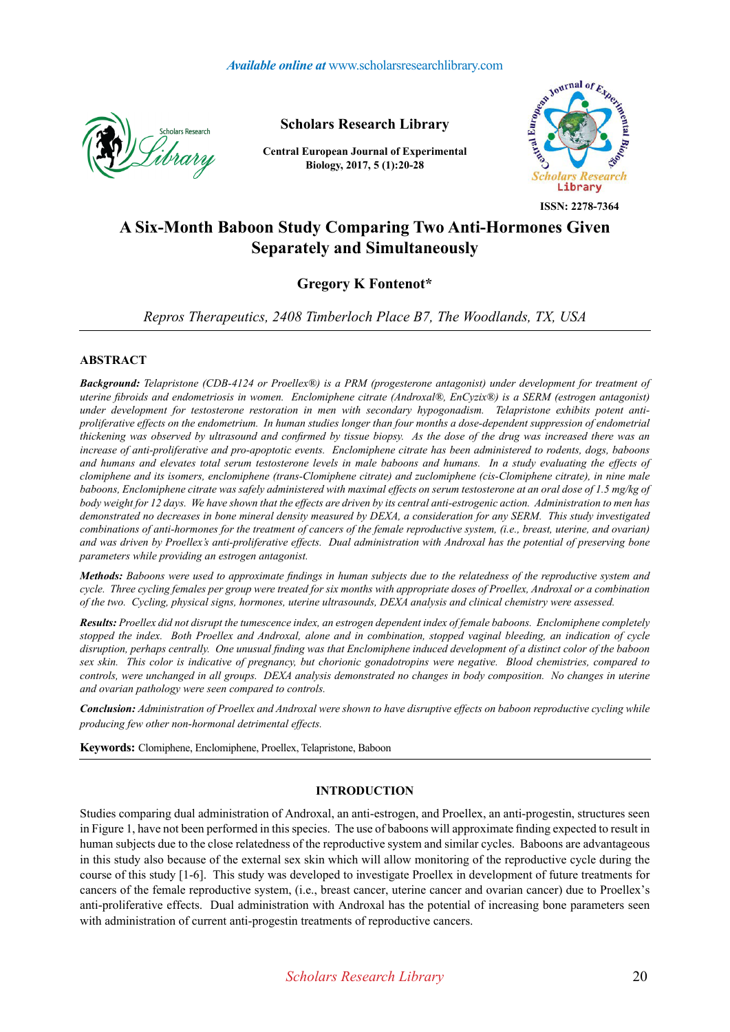# A Six-Month Baboon Study Comparing Two Anti-Hormones Given Separately and Simultaneously

**Gregory K Fontenot***

*Repros Therapeutics, 2408 Timberloch Place B7, The Woodlands, TX, USA*

## ABSTRACT

***Background:*** *Telapristone (CDB-4124 or Proellex®) is a PRM (progesterone antagonist) under development for treatment of uterine fibroids and endometriosis in women. Enclomiphene citrate (Androxal®, EnCyzix®) is a SERM (estrogen antagonist) under development for testosterone restoration in men with secondary hypogonadism. Telapristone exhibits potent anti-proliferative effects on the endometrium. In human studies longer than four months a dose-dependent suppression of endometrial thickening was observed by ultrasound and confirmed by tissue biopsy. As the dose of the drug was increased there was an increase of anti-proliferative and pro-apoptotic events. Enclomiphene citrate has been administered to rodents, dogs, baboons and humans and elevates total serum testosterone levels in male baboons and humans. In a study evaluating the effects of clomiphene and its isomers, enclomiphene (trans-Clomiphene citrate) and zuclomiphene (cis-Clomiphene citrate), in nine male baboons, Enclomiphene citrate was safely administered with maximal effects on serum testosterone at an oral dose of 1.5 mg/kg of body weight for 12 days. We have shown that the effects are driven by its central anti-estrogenic action. Administration to men has demonstrated no decreases in bone mineral density measured by DEXA, a consideration for any SERM. This study investigated combinations of anti-hormones for the treatment of cancers of the female reproductive system, (i.e., breast, uterine, and ovarian) and was driven by Proellex's anti-proliferative effects. Dual administration with Androxal has the potential of preserving bone parameters while providing an estrogen antagonist.*

***Methods:*** *Baboons were used to approximate findings in human subjects due to the relatedness of the reproductive system and cycle. Three cycling females per group were treated for six months with appropriate doses of Proellex, Androxal or a combination of the two. Cycling, physical signs, hormones, uterine ultrasounds, DEXA analysis and clinical chemistry were assessed.*

***Results:*** *Proellex did not disrupt the tumescence index, an estrogen dependent index of female baboons. Enclomiphene completely stopped the index. Both Proellex and Androxal, alone and in combination, stopped vaginal bleeding, an indication of cycle disruption, perhaps centrally. One unusual finding was that Enclomiphene induced development of a distinct color of the baboon sex skin. This color is indicative of pregnancy, but chorionic gonadotropins were negative. Blood chemistries, compared to controls, were unchanged in all groups. DEXA analysis demonstrated no changes in body composition. No changes in uterine and ovarian pathology were seen compared to controls.*

***Conclusion:*** *Administration of Proellex and Androxal were shown to have disruptive effects on baboon reproductive cycling while producing few other non-hormonal detrimental effects.*

**Keywords:** Clomiphene, Enclomiphene, Proellex, Telapristone, Baboon

## INTRODUCTION

Studies comparing dual administration of Androxal, an anti-estrogen, and Proellex, an anti-progestin, structures seen in Figure 1, have not been performed in this species. The use of baboons will approximate finding expected to result in human subjects due to the close relatedness of the reproductive system and similar cycles. Baboons are advantageous in this study also because of the external sex skin which will allow monitoring of the reproductive cycle during the course of this study [1-6]. This study was developed to investigate Proellex in development of future treatments for cancers of the female reproductive system, (i.e., breast cancer, uterine cancer and ovarian cancer) due to Proellex's anti-proliferative effects. Dual administration with Androxal has the potential of increasing bone parameters seen with administration of current anti-progestin treatments of reproductive cancers.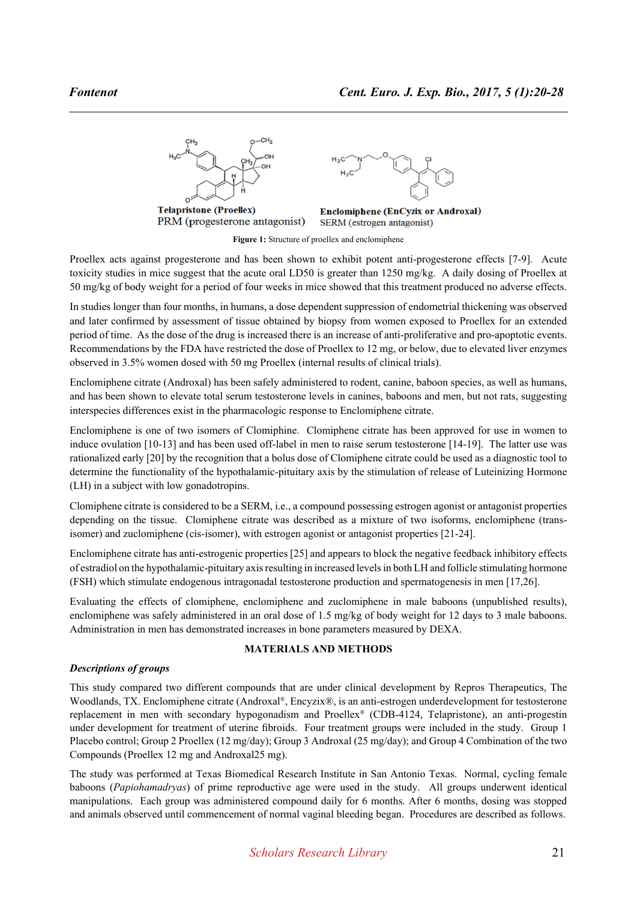Telapristone (Proellex)
PRM (progesterone antagonist)

Enclomiphene (EnCyzix or Androxal)
SERM (estrogen antagonist)

**Figure 1:** Structure of proellex and enclomiphene

Proellex acts against progesterone and has been shown to exhibit potent anti-progesterone effects [7-9]. Acute toxicity studies in mice suggest that the acute oral LD50 is greater than 1250 mg/kg. A daily dosing of Proellex at 50 mg/kg of body weight for a period of four weeks in mice showed that this treatment produced no adverse effects.

In studies longer than four months, in humans, a dose dependent suppression of endometrial thickening was observed and later confirmed by assessment of tissue obtained by biopsy from women exposed to Proellex for an extended period of time. As the dose of the drug is increased there is an increase of anti-proliferative and pro-apoptotic events. Recommendations by the FDA have restricted the dose of Proellex to 12 mg, or below, due to elevated liver enzymes observed in 3.5% women dosed with 50 mg Proellex (internal results of clinical trials).

Enclomiphene citrate (Androxal) has been safely administered to rodent, canine, baboon species, as well as humans, and has been shown to elevate total serum testosterone levels in canines, baboons and men, but not rats, suggesting interspecies differences exist in the pharmacologic response to Enclomiphene citrate.

Enclomiphene is one of two isomers of Clomiphine. Clomiphene citrate has been approved for use in women to induce ovulation [10-13] and has been used off-label in men to raise serum testosterone [14-19]. The latter use was rationalized early [20] by the recognition that a bolus dose of Clomiphene citrate could be used as a diagnostic tool to determine the functionality of the hypothalamic-pituitary axis by the stimulation of release of Luteinizing Hormone (LH) in a subject with low gonadotropins.

Clomiphene citrate is considered to be a SERM, i.e., a compound possessing estrogen agonist or antagonist properties depending on the tissue. Clomiphene citrate was described as a mixture of two isoforms, enclomiphene (trans-isomer) and zuclomiphene (cis-isomer), with estrogen agonist or antagonist properties [21-24].

Enclomiphene citrate has anti-estrogenic properties [25] and appears to block the negative feedback inhibitory effects of estradiol on the hypothalamic-pituitary axis resulting in increased levels in both LH and follicle stimulating hormone (FSH) which stimulate endogenous intragonadal testosterone production and spermatogenesis in men [17,26].

Evaluating the effects of clomiphene, enclomiphene and zuclomiphene in male baboons (unpublished results), enclomiphene was safely administered in an oral dose of 1.5 mg/kg of body weight for 12 days to 3 male baboons. Administration in men has demonstrated increases in bone parameters measured by DEXA.

## MATERIALS AND METHODS

### *Descriptions of groups*

This study compared two different compounds that are under clinical development by Repros Therapeutics, The Woodlands, TX. Enclomiphene citrate (Androxal®, Encyzix®, is an anti-estrogen underdevelopment for testosterone replacement in men with secondary hypogonadism and Proellex® (CDB-4124, Telapristone), an anti-progestin under development for treatment of uterine fibroids. Four treatment groups were included in the study. Group 1 Placebo control; Group 2 Proellex (12 mg/day); Group 3 Androxal (25 mg/day); and Group 4 Combination of the two Compounds (Proellex 12 mg and Androxal25 mg).

The study was performed at Texas Biomedical Research Institute in San Antonio Texas. Normal, cycling female baboons (*Papiohamadryas*) of prime reproductive age were used in the study. All groups underwent identical manipulations. Each group was administered compound daily for 6 months. After 6 months, dosing was stopped and animals observed until commencement of normal vaginal bleeding began. Procedures are described as follows.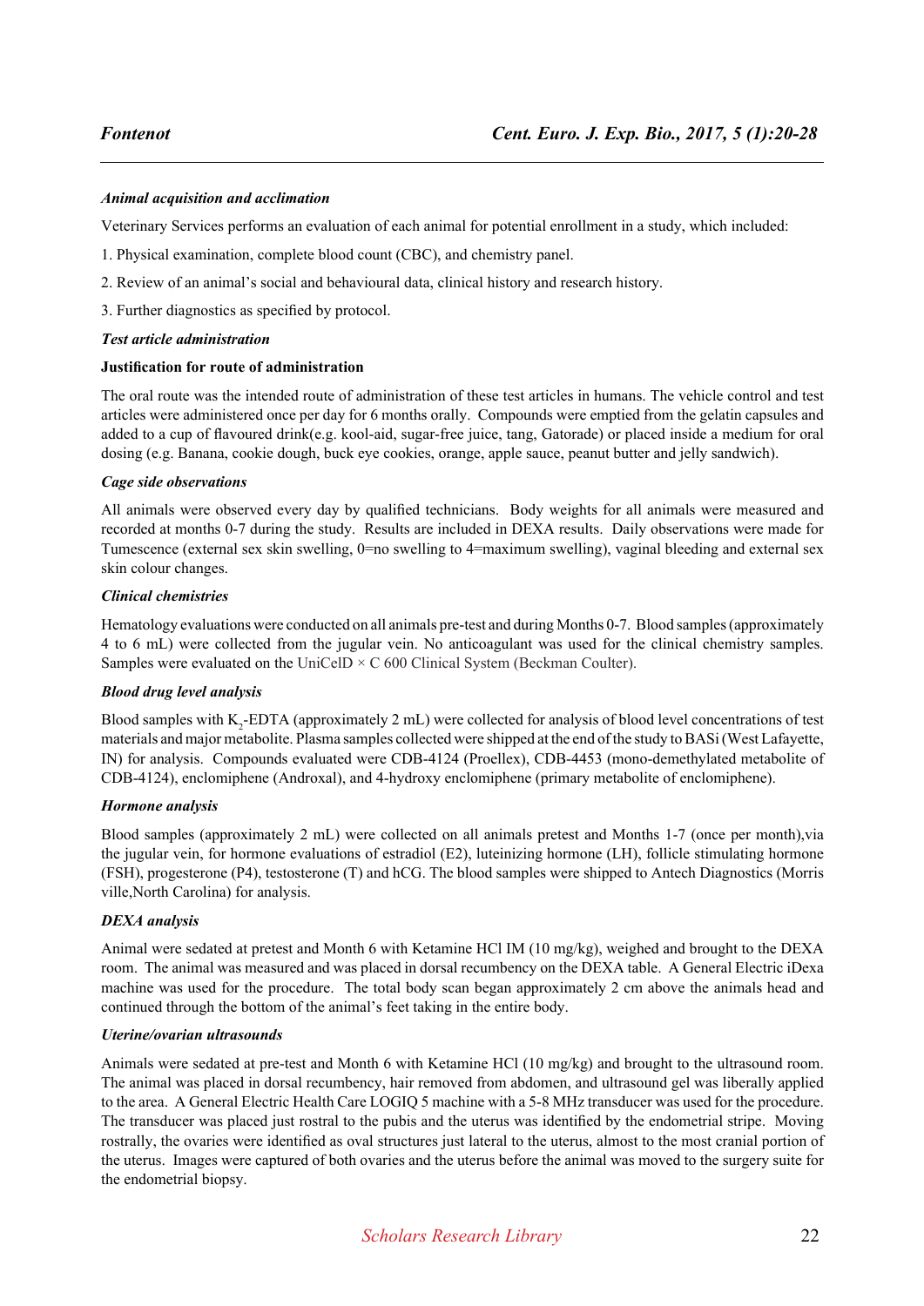### *Animal acquisition and acclimation*

Veterinary Services performs an evaluation of each animal for potential enrollment in a study, which included:

1. Physical examination, complete blood count (CBC), and chemistry panel.

2. Review of an animal's social and behavioural data, clinical history and research history.

3. Further diagnostics as specified by protocol.

### *Test article administration*

**Justification for route of administration**

The oral route was the intended route of administration of these test articles in humans. The vehicle control and test articles were administered once per day for 6 months orally. Compounds were emptied from the gelatin capsules and added to a cup of flavoured drink(e.g. kool-aid, sugar-free juice, tang, Gatorade) or placed inside a medium for oral dosing (e.g. Banana, cookie dough, buck eye cookies, orange, apple sauce, peanut butter and jelly sandwich).

### *Cage side observations*

All animals were observed every day by qualified technicians. Body weights for all animals were measured and recorded at months 0-7 during the study. Results are included in DEXA results. Daily observations were made for Tumescence (external sex skin swelling, 0=no swelling to 4=maximum swelling), vaginal bleeding and external sex skin colour changes.

### *Clinical chemistries*

Hematology evaluations were conducted on all animals pre-test and during Months 0-7. Blood samples (approximately 4 to 6 mL) were collected from the jugular vein. No anticoagulant was used for the clinical chemistry samples. Samples were evaluated on the UniCelD × C 600 Clinical System (Beckman Coulter).

### *Blood drug level analysis*

Blood samples with $K_2$-EDTA (approximately 2 mL) were collected for analysis of blood level concentrations of test materials and major metabolite. Plasma samples collected were shipped at the end of the study to BASi (West Lafayette, IN) for analysis. Compounds evaluated were CDB-4124 (Proellex), CDB-4453 (mono-demethylated metabolite of CDB-4124), enclomiphene (Androxal), and 4-hydroxy enclomiphene (primary metabolite of enclomiphene).

### *Hormone analysis*

Blood samples (approximately 2 mL) were collected on all animals pretest and Months 1-7 (once per month),via the jugular vein, for hormone evaluations of estradiol (E2), luteinizing hormone (LH), follicle stimulating hormone (FSH), progesterone (P4), testosterone (T) and hCG. The blood samples were shipped to Antech Diagnostics (Morris ville,North Carolina) for analysis.

### *DEXA analysis*

Animal were sedated at pretest and Month 6 with Ketamine HCl IM (10 mg/kg), weighed and brought to the DEXA room. The animal was measured and was placed in dorsal recumbency on the DEXA table. A General Electric iDexa machine was used for the procedure. The total body scan began approximately 2 cm above the animals head and continued through the bottom of the animal's feet taking in the entire body.

### *Uterine/ovarian ultrasounds*

Animals were sedated at pre-test and Month 6 with Ketamine HCl (10 mg/kg) and brought to the ultrasound room. The animal was placed in dorsal recumbency, hair removed from abdomen, and ultrasound gel was liberally applied to the area. A General Electric Health Care LOGIQ 5 machine with a 5-8 MHz transducer was used for the procedure. The transducer was placed just rostral to the pubis and the uterus was identified by the endometrial stripe. Moving rostrally, the ovaries were identified as oval structures just lateral to the uterus, almost to the most cranial portion of the uterus. Images were captured of both ovaries and the uterus before the animal was moved to the surgery suite for the endometrial biopsy.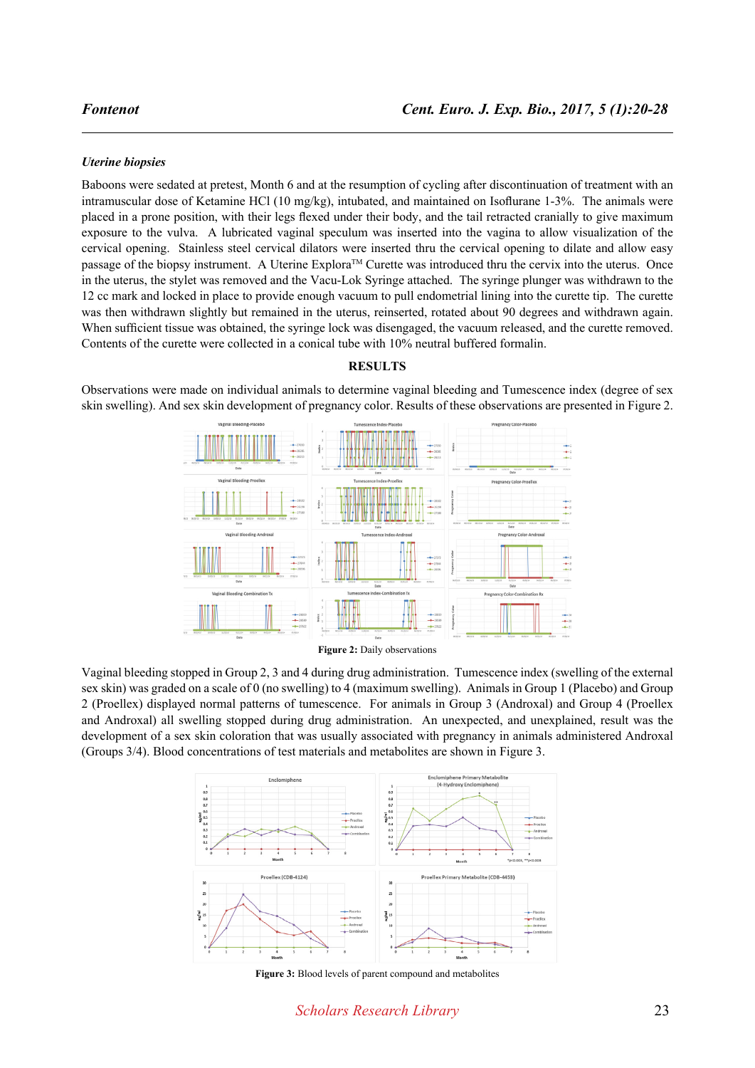### *Uterine biopsies*

Baboons were sedated at pretest, Month 6 and at the resumption of cycling after discontinuation of treatment with an intramuscular dose of Ketamine HCl (10 mg/kg), intubated, and maintained on Isoflurane 1-3%. The animals were placed in a prone position, with their legs flexed under their body, and the tail retracted cranially to give maximum exposure to the vulva. A lubricated vaginal speculum was inserted into the vagina to allow visualization of the cervical opening. Stainless steel cervical dilators were inserted thru the cervical opening to dilate and allow easy passage of the biopsy instrument. A Uterine Explora™ Curette was introduced thru the cervix into the uterus. Once in the uterus, the stylet was removed and the Vacu-Lok Syringe attached. The syringe plunger was withdrawn to the 12 cc mark and locked in place to provide enough vacuum to pull endometrial lining into the curette tip. The curette was then withdrawn slightly but remained in the uterus, reinserted, rotated about 90 degrees and withdrawn again. When sufficient tissue was obtained, the syringe lock was disengaged, the vacuum released, and the curette removed. Contents of the curette were collected in a conical tube with 10% neutral buffered formalin.

## RESULTS

Observations were made on individual animals to determine vaginal bleeding and Tumescence index (degree of sex skin swelling). And sex skin development of pregnancy color. Results of these observations are presented in Figure 2.

**Figure 2:** Daily observations

Vaginal bleeding stopped in Group 2, 3 and 4 during drug administration. Tumescence index (swelling of the external sex skin) was graded on a scale of 0 (no swelling) to 4 (maximum swelling). Animals in Group 1 (Placebo) and Group 2 (Proellex) displayed normal patterns of tumescence. For animals in Group 3 (Androxal) and Group 4 (Proellex and Androxal) all swelling stopped during drug administration. An unexpected, and unexplained, result was the development of a sex skin coloration that was usually associated with pregnancy in animals administered Androxal (Groups 3/4). Blood concentrations of test materials and metabolites are shown in Figure 3.

**Figure 3:** Blood levels of parent compound and metabolites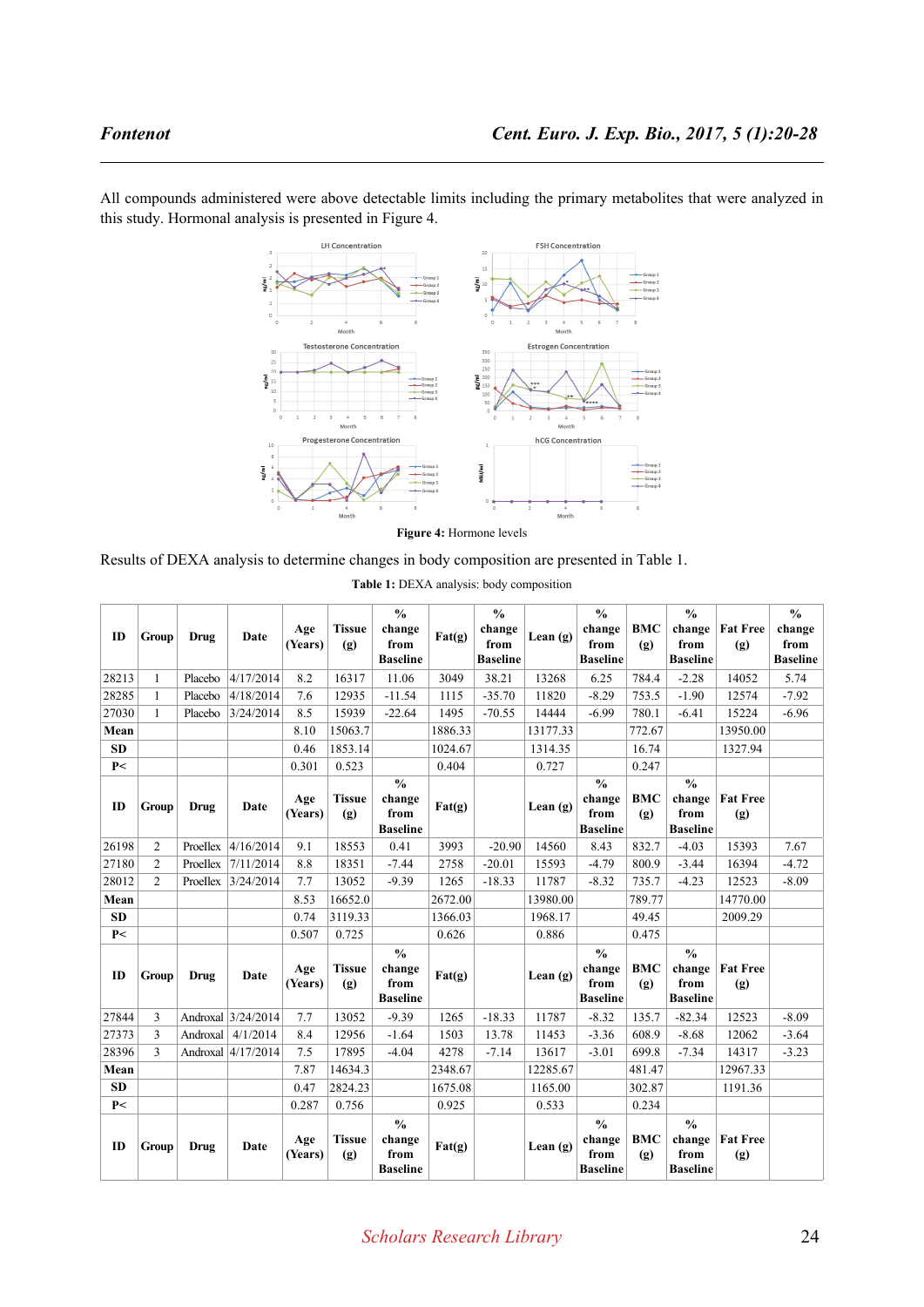All compounds administered were above detectable limits including the primary metabolites that were analyzed in this study. Hormonal analysis is presented in Figure 4.

**Figure 4:** Hormone levels

Results of DEXA analysis to determine changes in body composition are presented in Table 1.

**Table 1:** DEXA analysis: body composition

| ID | Group | Drug | Date | Age (Years) | Tissue (g) | % change from Baseline | Fat(g) | % change from Baseline | Lean (g) | % change from Baseline | BMC (g) | % change from Baseline | Fat Free (g) | % change from Baseline |
|---|---|---|---|---|---|---|---|---|---|---|---|---|---|---|
| 28213 | 1 | Placebo | 4/17/2014 | 8.2 | 16317 | 11.06 | 3049 | 38.21 | 13268 | 6.25 | 784.4 | -2.28 | 14052 | 5.74 |
| 28285 | 1 | Placebo | 4/18/2014 | 7.6 | 12935 | -11.54 | 1115 | -35.70 | 11820 | -8.29 | 753.5 | -1.90 | 12574 | -7.92 |
| 27030 | 1 | Placebo | 3/24/2014 | 8.5 | 15939 | -22.64 | 1495 | -70.55 | 14444 | -6.99 | 780.1 | -6.41 | 15224 | -6.96 |
| **Mean** | | | | 8.10 | 15063.7 | | 1886.33 | | 13177.33 | | 772.67 | | 13950.00 | |
| **SD** | | | | 0.46 | 1853.14 | | 1024.67 | | 1314.35 | | 16.74 | | 1327.94 | |
| **P<** | | | | 0.301 | 0.523 | | 0.404 | | 0.727 | | 0.247 | | | |
| **ID** | **Group** | **Drug** | **Date** | **Age (Years)** | **Tissue (g)** | **% change from Baseline** | **Fat(g)** | | **Lean (g)** | **% change from Baseline** | **BMC (g)** | **% change from Baseline** | **Fat Free (g)** | |
| 26198 | 2 | Proellex | 4/16/2014 | 9.1 | 18553 | 0.41 | 3993 | -20.90 | 14560 | 8.43 | 832.7 | -4.03 | 15393 | 7.67 |
| 27180 | 2 | Proellex | 7/11/2014 | 8.8 | 18351 | -7.44 | 2758 | -20.01 | 15593 | -4.79 | 800.9 | -3.44 | 16394 | -4.72 |
| 28012 | 2 | Proellex | 3/24/2014 | 7.7 | 13052 | -9.39 | 1265 | -18.33 | 11787 | -8.32 | 735.7 | -4.23 | 12523 | -8.09 |
| **Mean** | | | | 8.53 | 16652.0 | | 2672.00 | | 13980.00 | | 789.77 | | 14770.00 | |
| **SD** | | | | 0.74 | 3119.33 | | 1366.03 | | 1968.17 | | 49.45 | | 2009.29 | |
| **P<** | | | | 0.507 | 0.725 | | 0.626 | | 0.886 | | 0.475 | | | |
| **ID** | **Group** | **Drug** | **Date** | **Age (Years)** | **Tissue (g)** | **% change from Baseline** | **Fat(g)** | | **Lean (g)** | **% change from Baseline** | **BMC (g)** | **% change from Baseline** | **Fat Free (g)** | |
| 27844 | 3 | Androxal | 3/24/2014 | 7.7 | 13052 | -9.39 | 1265 | -18.33 | 11787 | -8.32 | 135.7 | -82.34 | 12523 | -8.09 |
| 27373 | 3 | Androxal | 4/1/2014 | 8.4 | 12956 | -1.64 | 1503 | 13.78 | 11453 | -3.36 | 608.9 | -8.68 | 12062 | -3.64 |
| 28396 | 3 | Androxal | 4/17/2014 | 7.5 | 17895 | -4.04 | 4278 | -7.14 | 13617 | -3.01 | 699.8 | -7.34 | 14317 | -3.23 |
| **Mean** | | | | 7.87 | 14634.3 | | 2348.67 | | 12285.67 | | 481.47 | | 12967.33 | |
| **SD** | | | | 0.47 | 2824.23 | | 1675.08 | | 1165.00 | | 302.87 | | 1191.36 | |
| **P<** | | | | 0.287 | 0.756 | | 0.925 | | 0.533 | | 0.234 | | | |
| **ID** | **Group** | **Drug** | **Date** | **Age (Years)** | **Tissue (g)** | **% change from Baseline** | **Fat(g)** | | **Lean (g)** | **% change from Baseline** | **BMC (g)** | **% change from Baseline** | **Fat Free (g)** | |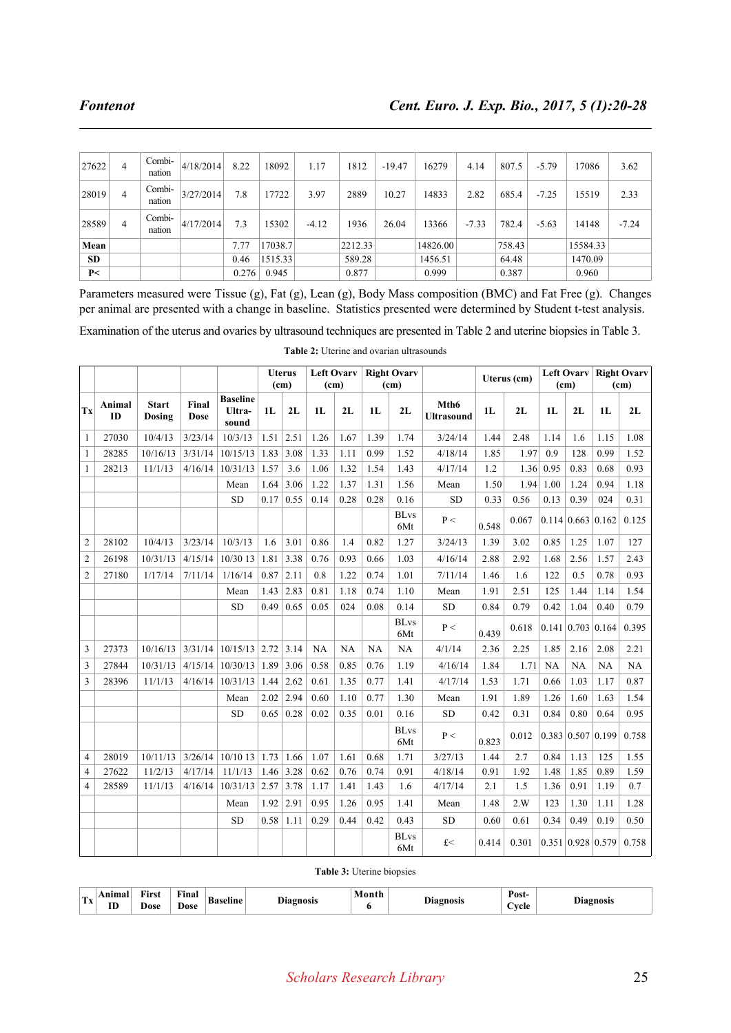| | | | | | | | | | | | | | | |
|---|---|---|---|---|---|---|---|---|---|---|---|---|---|---|
| 27622 | 4 | Combi-nation | 4/18/2014 | 8.22 | 18092 | 1.17 | 1812 | -19.47 | 16279 | 4.14 | 807.5 | -5.79 | 17086 | 3.62 |
| 28019 | 4 | Combi-nation | 3/27/2014 | 7.8 | 17722 | 3.97 | 2889 | 10.27 | 14833 | 2.82 | 685.4 | -7.25 | 15519 | 2.33 |
| 28589 | 4 | Combi-nation | 4/17/2014 | 7.3 | 15302 | -4.12 | 1936 | 26.04 | 13366 | -7.33 | 782.4 | -5.63 | 14148 | -7.24 |
| **Mean** | | | | 7.77 | 17038.7 | | 2212.33 | | 14826.00 | | 758.43 | | 15584.33 | |
| **SD** | | | | 0.46 | 1515.33 | | 589.28 | | 1456.51 | | 64.48 | | 1470.09 | |
| **P<** | | | | 0.276 | 0.945 | | 0.877 | | 0.999 | | 0.387 | | 0.960 | |

Parameters measured were Tissue (g), Fat (g), Lean (g), Body Mass composition (BMC) and Fat Free (g). Changes per animal are presented with a change in baseline. Statistics presented were determined by Student t-test analysis.

Examination of the uterus and ovaries by ultrasound techniques are presented in Table 2 and uterine biopsies in Table 3.

**Table 2:** Uterine and ovarian ultrasounds

| | | | | | Uterus (cm) | | Left Ovarv (cm) | | Right Ovarv (cm) | | | Uterus (cm) | | Left Ovarv (cm) | | Right Ovarv (cm) | |
|---|---|---|---|---|---|---|---|---|---|---|---|---|---|---|---|---|---|
| **Tx** | **Animal ID** | **Start Dosing** | **Final Dose** | **Baseline Ultra-sound** | **1L** | **2L** | **1L** | **2L** | **1L** | **2L** | **Mth6 Ultrasound** | **1L** | **2L** | **1L** | **2L** | **1L** | **2L** |
| 1 | 27030 | 10/4/13 | 3/23/14 | 10/3/13 | 1.51 | 2.51 | 1.26 | 1.67 | 1.39 | 1.74 | 3/24/14 | 1.44 | 2.48 | 1.14 | 1.6 | 1.15 | 1.08 |
| 1 | 28285 | 10/16/13 | 3/31/14 | 10/15/13 | 1.83 | 3.08 | 1.33 | 1.11 | 0.99 | 1.52 | 4/18/14 | 1.85 | 1.97 | 0.9 | 128 | 0.99 | 1.52 |
| 1 | 28213 | 11/1/13 | 4/16/14 | 10/31/13 | 1.57 | 3.6 | 1.06 | 1.32 | 1.54 | 1.43 | 4/17/14 | 1.2 | 1.36 | 0.95 | 0.83 | 0.68 | 0.93 |
| | | | | Mean | 1.64 | 3.06 | 1.22 | 1.37 | 1.31 | 1.56 | Mean | 1.50 | 1.94 | 1.00 | 1.24 | 0.94 | 1.18 |
| | | | | SD | 0.17 | 0.55 | 0.14 | 0.28 | 0.28 | 0.16 | SD | 0.33 | 0.56 | 0.13 | 0.39 | 024 | 0.31 |
| | | | | | | | | | | BLvs 6Mt | P < | 0.548 | 0.067 | 0.114 | 0.663 | 0.162 | 0.125 |
| 2 | 28102 | 10/4/13 | 3/23/14 | 10/3/13 | 1.6 | 3.01 | 0.86 | 1.4 | 0.82 | 1.27 | 3/24/13 | 1.39 | 3.02 | 0.85 | 1.25 | 1.07 | 127 |
| 2 | 26198 | 10/31/13 | 4/15/14 | 10/30 13 | 1.81 | 3.38 | 0.76 | 0.93 | 0.66 | 1.03 | 4/16/14 | 2.88 | 2.92 | 1.68 | 2.56 | 1.57 | 2.43 |
| 2 | 27180 | 1/17/14 | 7/11/14 | 1/16/14 | 0.87 | 2.11 | 0.8 | 1.22 | 0.74 | 1.01 | 7/11/14 | 1.46 | 1.6 | 122 | 0.5 | 0.78 | 0.93 |
| | | | | Mean | 1.43 | 2.83 | 0.81 | 1.18 | 0.74 | 1.10 | Mean | 1.91 | 2.51 | 125 | 1.44 | 1.14 | 1.54 |
| | | | | SD | 0.49 | 0.65 | 0.05 | 024 | 0.08 | 0.14 | SD | 0.84 | 0.79 | 0.42 | 1.04 | 0.40 | 0.79 |
| | | | | | | | | | | BLvs 6Mt | P < | 0.439 | 0.618 | 0.141 | 0.703 | 0.164 | 0.395 |
| 3 | 27373 | 10/16/13 | 3/31/14 | 10/15/13 | 2.72 | 3.14 | NA | NA | NA | NA | 4/1/14 | 2.36 | 2.25 | 1.85 | 2.16 | 2.08 | 2.21 |
| 3 | 27844 | 10/31/13 | 4/15/14 | 10/30/13 | 1.89 | 3.06 | 0.58 | 0.85 | 0.76 | 1.19 | 4/16/14 | 1.84 | 1.71 | NA | NA | NA | NA |
| 3 | 28396 | 11/1/13 | 4/16/14 | 10/31/13 | 1.44 | 2.62 | 0.61 | 1.35 | 0.77 | 1.41 | 4/17/14 | 1.53 | 1.71 | 0.66 | 1.03 | 1.17 | 0.87 |
| | | | | Mean | 2.02 | 2.94 | 0.60 | 1.10 | 0.77 | 1.30 | Mean | 1.91 | 1.89 | 1.26 | 1.60 | 1.63 | 1.54 |
| | | | | SD | 0.65 | 0.28 | 0.02 | 0.35 | 0.01 | 0.16 | SD | 0.42 | 0.31 | 0.84 | 0.80 | 0.64 | 0.95 |
| | | | | | | | | | | BLvs 6Mt | P < | 0.823 | 0.012 | 0.383 | 0.507 | 0.199 | 0.758 |
| 4 | 28019 | 10/11/13 | 3/26/14 | 10/10 13 | 1.73 | 1.66 | 1.07 | 1.61 | 0.68 | 1.71 | 3/27/13 | 1.44 | 2.7 | 0.84 | 1.13 | 125 | 1.55 |
| 4 | 27622 | 11/2/13 | 4/17/14 | 11/1/13 | 1.46 | 3.28 | 0.62 | 0.76 | 0.74 | 0.91 | 4/18/14 | 0.91 | 1.92 | 1.48 | 1.85 | 0.89 | 1.59 |
| 4 | 28589 | 11/1/13 | 4/16/14 | 10/31/13 | 2.57 | 3.78 | 1.17 | 1.41 | 1.43 | 1.6 | 4/17/14 | 2.1 | 1.5 | 1.36 | 0.91 | 1.19 | 0.7 |
| | | | | Mean | 1.92 | 2.91 | 0.95 | 1.26 | 0.95 | 1.41 | Mean | 1.48 | 2.W | 123 | 1.30 | 1.11 | 1.28 |
| | | | | SD | 0.58 | 1.11 | 0.29 | 0.44 | 0.42 | 0.43 | SD | 0.60 | 0.61 | 0.34 | 0.49 | 0.19 | 0.50 |
| | | | | | | | | | | BLvs 6Mt | £< | 0.414 | 0.301 | 0.351 | 0.928 | 0.579 | 0.758 |

**Table 3:** Uterine biopsies

| Tx | Animal ID | First Dose | Final Dose | Baseline | Diagnosis | Month 6 | Diagnosis | Post-Cycle | Diagnosis |
|---|---|---|---|---|---|---|---|---|---|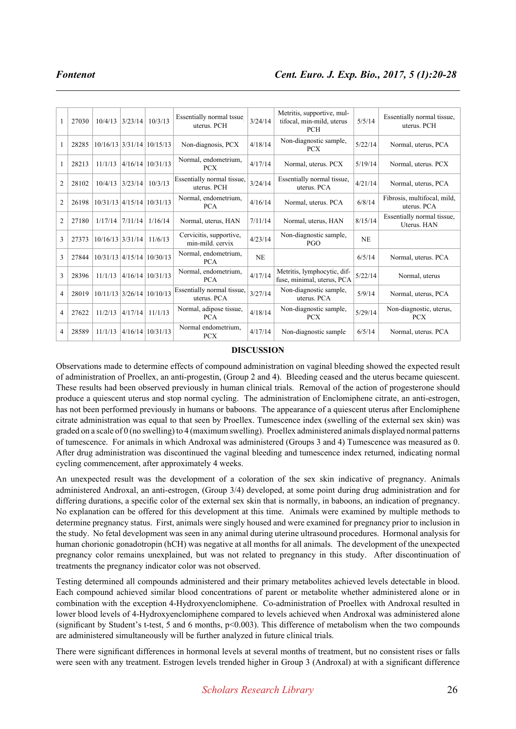| 1 | 27030 | 10/4/13 | 3/23/14 | 10/3/13 | Essentially normal tssue, uterus. PCH | 3/24/14 | Metritis, supportive, multifocal, min-mild, uterus PCH | 5/5/14 | Essentially normal tissue, uterus. PCH |
|---|---|---|---|---|---|---|---|---|---|
| 1 | 28285 | 10/16/13 | 3/31/14 | 10/15/13 | Non-diagnosis, PCX | 4/18/14 | Non-diagnostic sample, PCX | 5/22/14 | Normal, uterus, PCA |
| 1 | 28213 | 11/1/13 | 4/16/14 | 10/31/13 | Normal, endometrium, PCX | 4/17/14 | Normal, uterus. PCX | 5/19/14 | Normal, uterus. PCX |
| 2 | 28102 | 10/4/13 | 3/23/14 | 10/3/13 | Essentially normal tissue, uterus. PCH | 3/24/14 | Essentially normal tissue, uterus. PCA | 4/21/14 | Normal, uterus, PCA |
| 2 | 26198 | 10/31/13 | 4/15/14 | 10/31/13 | Normal, endometrium, PCA | 4/16/14 | Normal, uterus. PCA | 6/8/14 | Fibrosis, multifocal, mild, uterus. PCA |
| 2 | 27180 | 1/17/14 | 7/11/14 | 1/16/14 | Normal, uterus, HAN | 7/11/14 | Normal, uterus, HAN | 8/15/14 | Essentially normal tissue, Uterus. HAN |
| 3 | 27373 | 10/16/13 | 3/31/14 | 11/6/13 | Cervicitis, supportive, min-mild. cervix | 4/23/14 | Non-diagnostic sample, PGO | NE | |
| 3 | 27844 | 10/31/13 | 4/15/14 | 10/30/13 | Normal, endometrium, PCA | NE | | 6/5/14 | Normal, uterus. PCA |
| 3 | 28396 | 11/1/13 | 4/16/14 | 10/31/13 | Normal, endometrium, PCA | 4/17/14 | Metritis, lymphocytic, diffuse, minimal, uterus, PCA | 5/22/14 | Normal, uterus |
| 4 | 28019 | 10/11/13 | 3/26/14 | 10/10/13 | Essentially normal tissue, uterus. PCA | 3/27/14 | Non-diagnostic sample, uterus. PCA | 5/9/14 | Normal, uterus, PCA |
| 4 | 27622 | 11/2/13 | 4/17/14 | 11/1/13 | Normal, adipose tissue, PCA | 4/18/14 | Non-diagnostic sample, PCX | 5/29/14 | Non-diagnostic, uterus, PCX |
| 4 | 28589 | 11/1/13 | 4/16/14 | 10/31/13 | Normal endometrium, PCX | 4/17/14 | Non-diagnostic sample | 6/5/14 | Normal, uterus. PCA |

## DISCUSSION

Observations made to determine effects of compound administration on vaginal bleeding showed the expected result of administration of Proellex, an anti-progestin, (Group 2 and 4). Bleeding ceased and the uterus became quiescent. These results had been observed previously in human clinical trials. Removal of the action of progesterone should produce a quiescent uterus and stop normal cycling. The administration of Enclomiphene citrate, an anti-estrogen, has not been performed previously in humans or baboons. The appearance of a quiescent uterus after Enclomiphene citrate administration was equal to that seen by Proellex. Tumescence index (swelling of the external sex skin) was graded on a scale of 0 (no swelling) to 4 (maximum swelling). Proellex administered animals displayed normal patterns of tumescence. For animals in which Androxal was administered (Groups 3 and 4) Tumescence was measured as 0. After drug administration was discontinued the vaginal bleeding and tumescence index returned, indicating normal cycling commencement, after approximately 4 weeks.

An unexpected result was the development of a coloration of the sex skin indicative of pregnancy. Animals administered Androxal, an anti-estrogen, (Group 3/4) developed, at some point during drug administration and for differing durations, a specific color of the external sex skin that is normally, in baboons, an indication of pregnancy. No explanation can be offered for this development at this time. Animals were examined by multiple methods to determine pregnancy status. First, animals were singly housed and were examined for pregnancy prior to inclusion in the study. No fetal development was seen in any animal during uterine ultrasound procedures. Hormonal analysis for human chorionic gonadotropin (hCH) was negative at all months for all animals. The development of the unexpected pregnancy color remains unexplained, but was not related to pregnancy in this study. After discontinuation of treatments the pregnancy indicator color was not observed.

Testing determined all compounds administered and their primary metabolites achieved levels detectable in blood. Each compound achieved similar blood concentrations of parent or metabolite whether administered alone or in combination with the exception 4-Hydroxyenclomiphene. Co-administration of Proellex with Androxal resulted in lower blood levels of 4-Hydroxyenclomiphene compared to levels achieved when Androxal was administered alone (significant by Student's t-test, 5 and 6 months, $p<0.003$). This difference of metabolism when the two compounds are administered simultaneously will be further analyzed in future clinical trials.

There were significant differences in hormonal levels at several months of treatment, but no consistent rises or falls were seen with any treatment. Estrogen levels trended higher in Group 3 (Androxal) at with a significant difference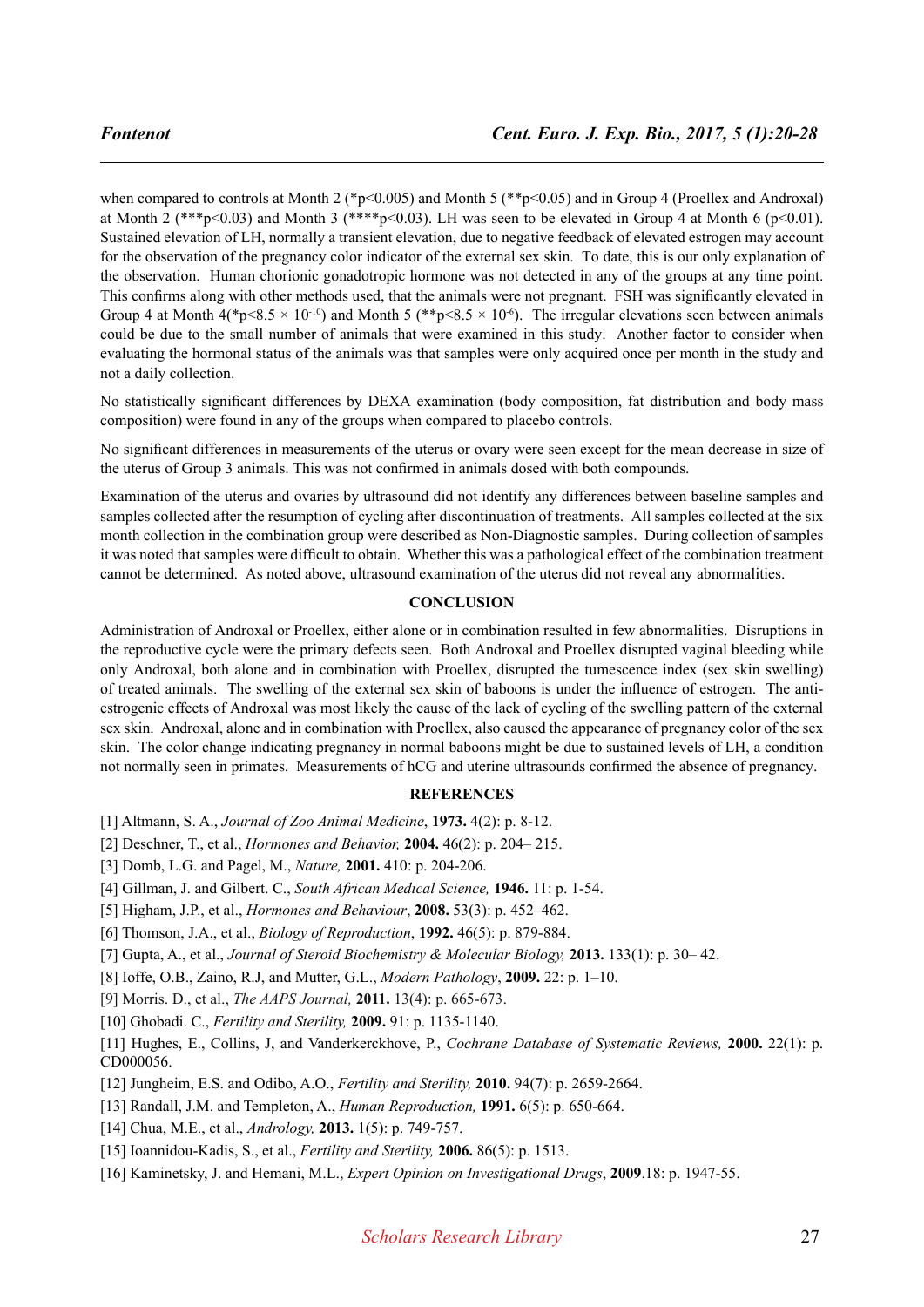when compared to controls at Month 2 (*$p<0.005$) and Month 5 (**$p<0.05$) and in Group 4 (Proellex and Androxal) at Month 2 (***$p<0.03$) and Month 3 (****$p<0.03$). LH was seen to be elevated in Group 4 at Month 6 ($p<0.01$). Sustained elevation of LH, normally a transient elevation, due to negative feedback of elevated estrogen may account for the observation of the pregnancy color indicator of the external sex skin. To date, this is our only explanation of the observation. Human chorionic gonadotropic hormone was not detected in any of the groups at any time point. This confirms along with other methods used, that the animals were not pregnant. FSH was significantly elevated in Group 4 at Month 4(*$p<8.5 \times 10^{-10}$) and Month 5 (**$p<8.5 \times 10^{-6}$). The irregular elevations seen between animals could be due to the small number of animals that were examined in this study. Another factor to consider when evaluating the hormonal status of the animals was that samples were only acquired once per month in the study and not a daily collection.

No statistically significant differences by DEXA examination (body composition, fat distribution and body mass composition) were found in any of the groups when compared to placebo controls.

No significant differences in measurements of the uterus or ovary were seen except for the mean decrease in size of the uterus of Group 3 animals. This was not confirmed in animals dosed with both compounds.

Examination of the uterus and ovaries by ultrasound did not identify any differences between baseline samples and samples collected after the resumption of cycling after discontinuation of treatments. All samples collected at the six month collection in the combination group were described as Non-Diagnostic samples. During collection of samples it was noted that samples were difficult to obtain. Whether this was a pathological effect of the combination treatment cannot be determined. As noted above, ultrasound examination of the uterus did not reveal any abnormalities.

## CONCLUSION

Administration of Androxal or Proellex, either alone or in combination resulted in few abnormalities. Disruptions in the reproductive cycle were the primary defects seen. Both Androxal and Proellex disrupted vaginal bleeding while only Androxal, both alone and in combination with Proellex, disrupted the tumescence index (sex skin swelling) of treated animals. The swelling of the external sex skin of baboons is under the influence of estrogen. The anti-estrogenic effects of Androxal was most likely the cause of the lack of cycling of the swelling pattern of the external sex skin. Androxal, alone and in combination with Proellex, also caused the appearance of pregnancy color of the sex skin. The color change indicating pregnancy in normal baboons might be due to sustained levels of LH, a condition not normally seen in primates. Measurements of hCG and uterine ultrasounds confirmed the absence of pregnancy.

## REFERENCES

[1] Altmann, S. A., *Journal of Zoo Animal Medicine*, **1973.** 4(2): p. 8-12.

[2] Deschner, T., et al., *Hormones and Behavior,* **2004.** 46(2): p. 204– 215.

[3] Domb, L.G. and Pagel, M., *Nature,* **2001.** 410: p. 204-206.

[4] Gillman, J. and Gilbert. C., *South African Medical Science,* **1946.** 11: p. 1-54.

[5] Higham, J.P., et al., *Hormones and Behaviour*, **2008.** 53(3): p. 452–462.

[6] Thomson, J.A., et al., *Biology of Reproduction*, **1992.** 46(5): p. 879-884.

[7] Gupta, A., et al., *Journal of Steroid Biochemistry & Molecular Biology,* **2013.** 133(1): p. 30– 42.

[8] Ioffe, O.B., Zaino, R.J, and Mutter, G.L., *Modern Pathology*, **2009.** 22: p. 1–10.

[9] Morris. D., et al., *The AAPS Journal,* **2011.** 13(4): p. 665-673.

[10] Ghobadi. C., *Fertility and Sterility,* **2009.** 91: p. 1135-1140.

[11] Hughes, E., Collins, J, and Vanderkerckhove, P., *Cochrane Database of Systematic Reviews,* **2000.** 22(1): p. CD000056.

[12] Jungheim, E.S. and Odibo, A.O., *Fertility and Sterility,* **2010.** 94(7): p. 2659-2664.

[13] Randall, J.M. and Templeton, A., *Human Reproduction,* **1991.** 6(5): p. 650-664.

[14] Chua, M.E., et al., *Andrology,* **2013.** 1(5): p. 749-757.

[15] Ioannidou-Kadis, S., et al., *Fertility and Sterility,* **2006.** 86(5): p. 1513.

[16] Kaminetsky, J. and Hemani, M.L., *Expert Opinion on Investigational Drugs*, **2009**.18: p. 1947-55.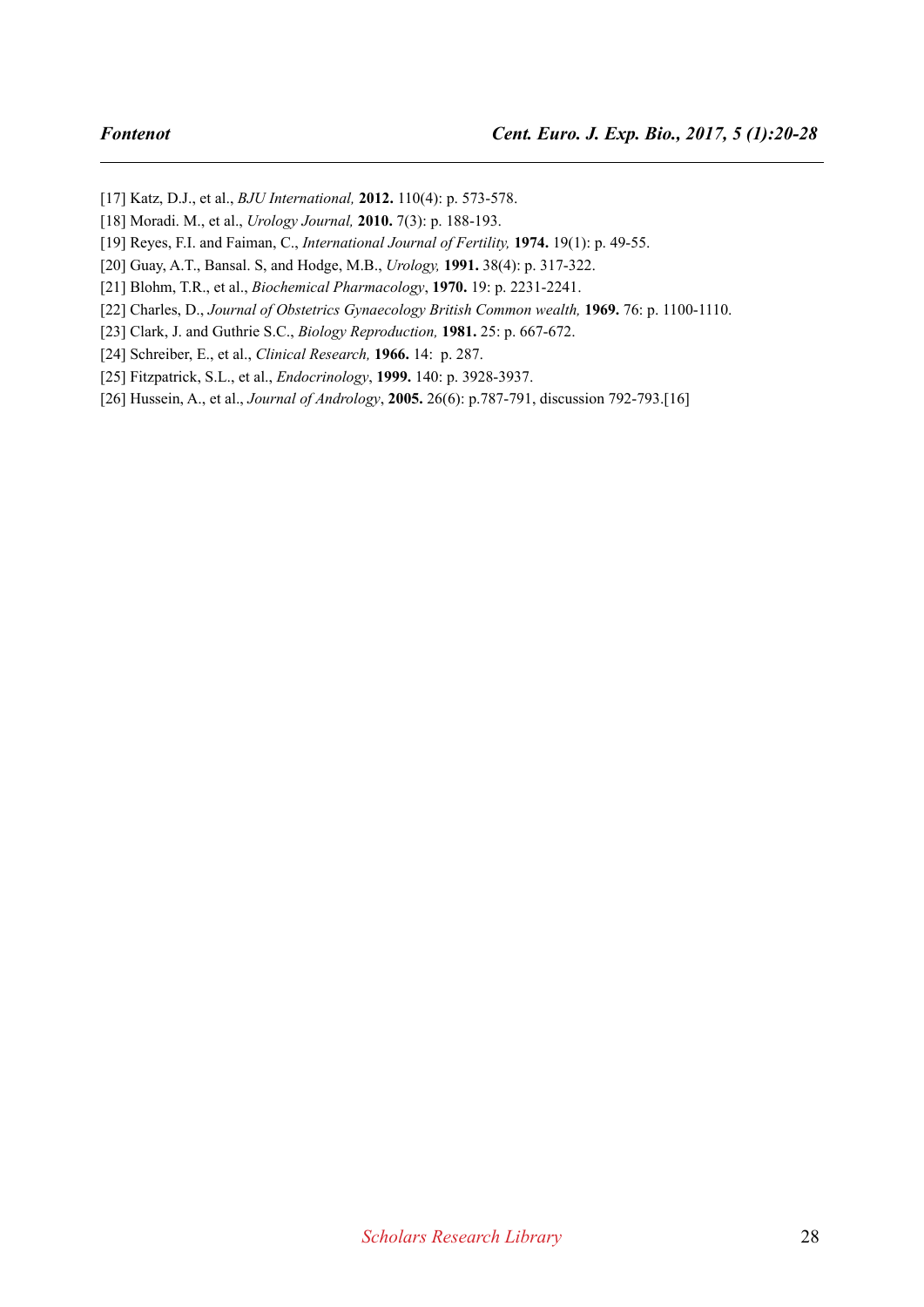[17] Katz, D.J., et al., *BJU International,* **2012.** 110(4): p. 573-578.

[18] Moradi. M., et al., *Urology Journal,* **2010.** 7(3): p. 188-193.

[19] Reyes, F.I. and Faiman, C., *International Journal of Fertility,* **1974.** 19(1): p. 49-55.

[20] Guay, A.T., Bansal. S, and Hodge, M.B., *Urology,* **1991.** 38(4): p. 317-322.

[21] Blohm, T.R., et al., *Biochemical Pharmacology*, **1970.** 19: p. 2231-2241.

[22] Charles, D., *Journal of Obstetrics Gynaecology British Common wealth,* **1969.** 76: p. 1100-1110.

[23] Clark, J. and Guthrie S.C., *Biology Reproduction,* **1981.** 25: p. 667-672.

[24] Schreiber, E., et al., *Clinical Research,* **1966.** 14: p. 287.

[25] Fitzpatrick, S.L., et al., *Endocrinology*, **1999.** 140: p. 3928-3937.

[26] Hussein, A., et al., *Journal of Andrology*, **2005.** 26(6): p.787-791, discussion 792-793.[16]